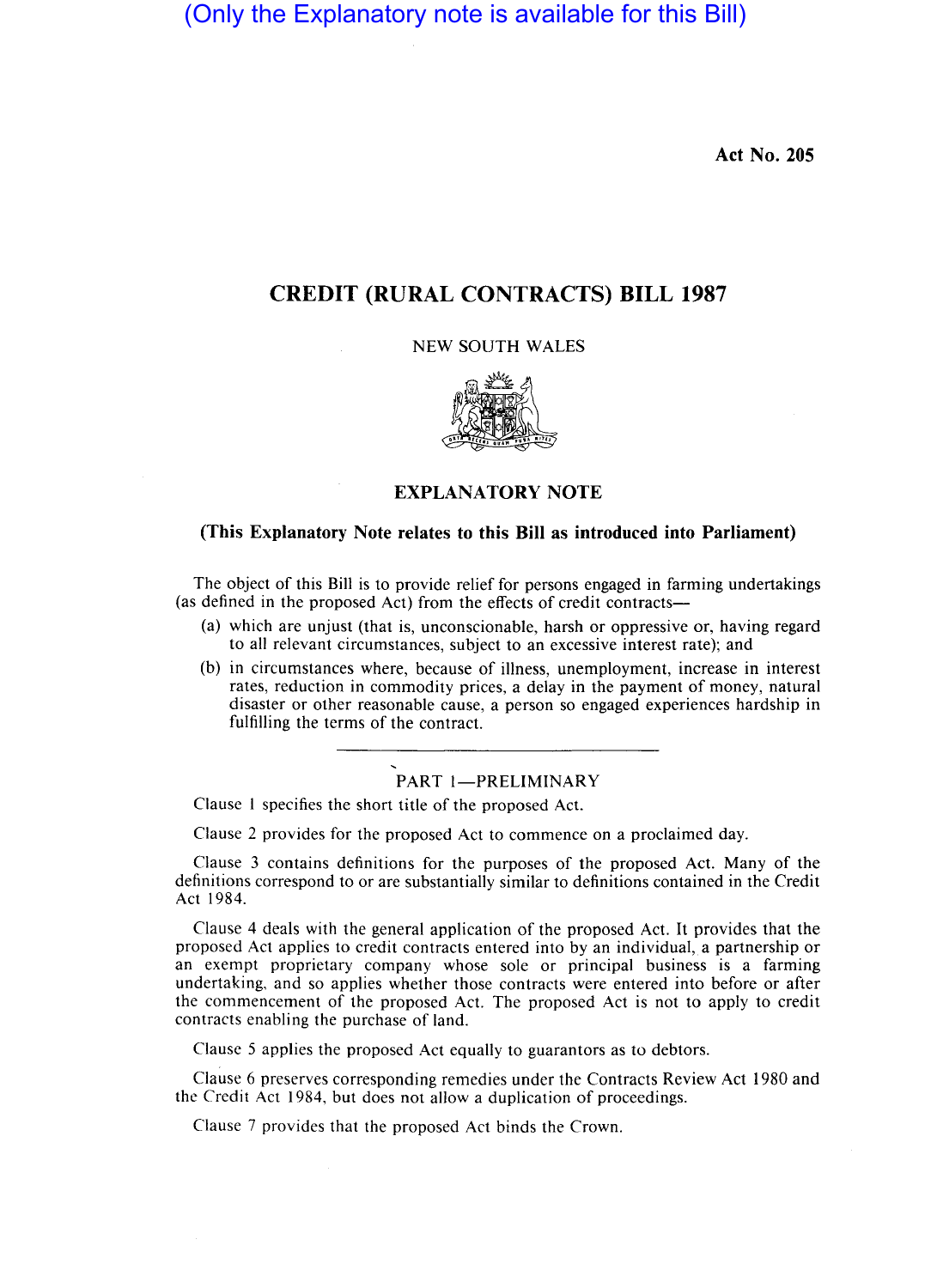(Only the Explanatory note is available for this Bill)

**Act No. 205**

# CREDIT (RURAL CONTRACTS) BILL 1987

NEW SOUTH WALES

## EXPLANATORY NOTE

**(This Explanatory Note relates to this Bill as introduced into Parliament)**

The object of this Bill is to provide relief for persons engaged in farming undertakings (as defined in the proposed Act) from the effects of credit contracts—

- (a) which are unjust (that is, unconscionable, harsh or oppressive or, having regard to all relevant circumstances, subject to an excessive interest rate); and
- (b) in circumstances where, because of illness, unemployment, increase in interest rates, reduction in commodity prices, a delay in the payment of money, natural disaster or other reasonable cause, a person so engaged experiences hardship in fulfilling the terms of the contract.

### PART 1—PRELIMINARY

Clause 1 specifies the short title of the proposed Act.

Clause 2 provides for the proposed Act to commence on a proclaimed day.

Clause 3 contains definitions for the purposes of the proposed Act. Many of the definitions correspond to or are substantially similar to definitions contained in the Credit Act 1984.

Clause 4 deals with the general application of the proposed Act. It provides that the proposed Act applies to credit contracts entered into by an individual, a partnership or an exempt proprietary company whose sole or principal business is a farming undertaking, and so applies whether those contracts were entered into before or after the commencement of the proposed Act. The proposed Act is not to apply to credit contracts enabling the purchase of land.

Clause 5 applies the proposed Act equally to guarantors as to debtors.

Clause 6 preserves corresponding remedies under the Contracts Review Act 1980 and the Credit Act 1984, but does not allow a duplication of proceedings.

Clause 7 provides that the proposed Act binds the Crown.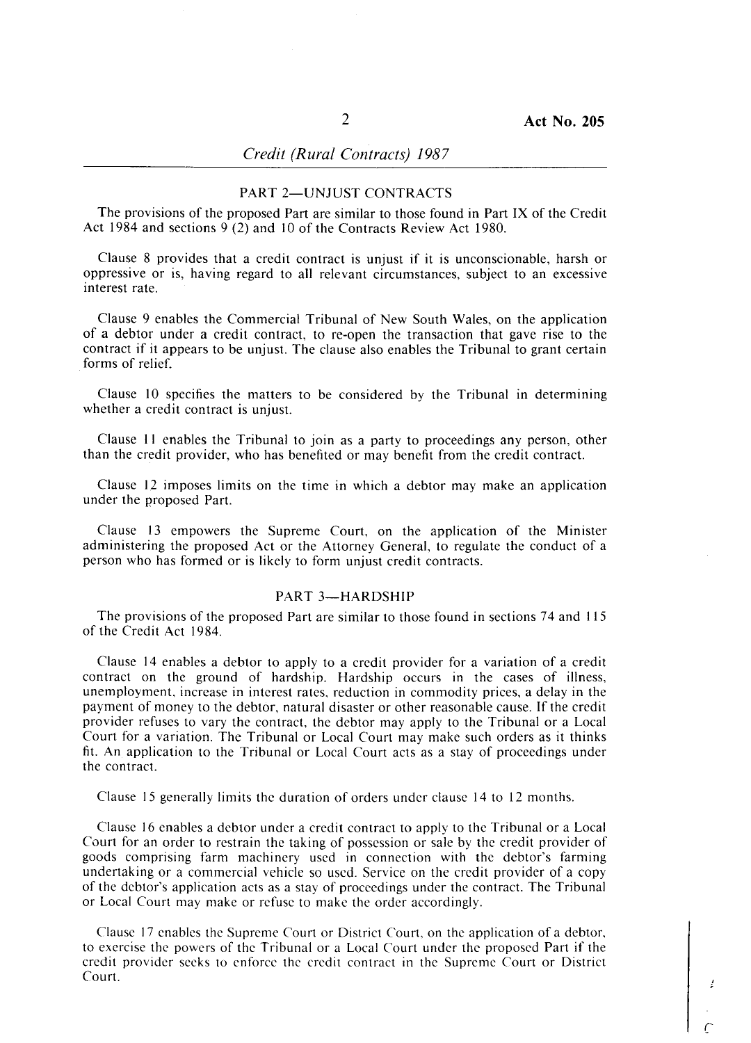## PART 2—UNJUST CONTRACTS

The provisions of the proposed Part are similar to those found in Part IX of the Credit Act 1984 and sections 9 (2) and 10 of the Contracts Review Act 1980.

Clause 8 provides that a credit contract is unjust if it is unconscionable, harsh or oppressive or is, having regard to all relevant circumstances, subject to an excessive interest rate.

Clause 9 enables the Commercial Tribunal of New South Wales, on the application of a debtor under a credit contract, to re-open the transaction that gave rise to the contract if it appears to be unjust. The clause also enables the Tribunal to grant certain forms of relief.

Clause 10 specifies the matters to be considered by the Tribunal in determining whether a credit contract is unjust.

Clause 11 enables the Tribunal to join as a party to proceedings any person, other than the credit provider, who has benefited or may benefit from the credit contract.

Clause 12 imposes limits on the time in which a debtor may make an application under the proposed Part.

Clause 13 empowers the Supreme Court, on the application of the Minister administering the proposed Act or the Attorney General, to regulate the conduct of a person who has formed or is likely to form unjust credit contracts.

## PART 3—HARDSHIP

The provisions of the proposed Part are similar to those found in sections 74 and 115 of the Credit Act 1984.

Clause 14 enables a debtor to apply to a credit provider for a variation of a credit contract on the ground of hardship. Hardship occurs in the cases of illness, unemployment, increase in interest rates, reduction in commodity prices, a delay in the payment of money to the debtor, natural disaster or other reasonable cause. If the credit provider refuses to vary the contract, the debtor may apply to the Tribunal or a Local Court for a variation. The Tribunal or Local Court may make such orders as it thinks fit. An application to the Tribunal or Local Court acts as a stay of proceedings under the contract.

Clause 15 generally limits the duration of orders under clause 14 to 12 months.

Clause 16 enables a debtor under a credit contract to apply to the Tribunal or a Local Court for an order to restrain the taking of possession or sale by the credit provider of goods comprising farm machinery used in connection with the debtor's farming undertaking or a commercial vehicle so used. Service on the credit provider of a copy of the debtor's application acts as a stay of proceedings under the contract. The Tribunal or Local Court may make or refuse to make the order accordingly.

Clause 17 enables the Supreme Court or District Court, on the application of a debtor, to exercise the powers of the Tribunal or a Local Court under the proposed Part if the credit provider seeks to enforce the credit contract in the Supreme Court or District Court.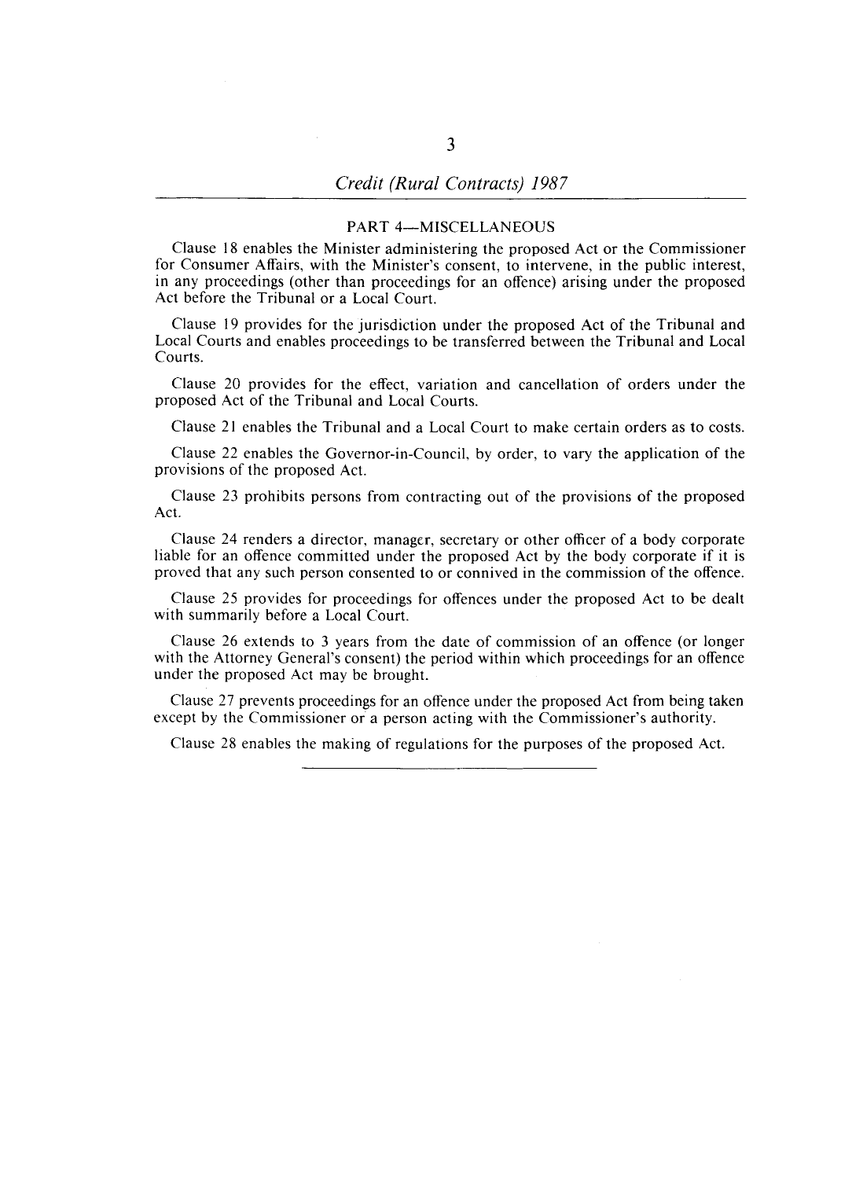## PART 4—MISCELLANEOUS

Clause 18 enables the Minister administering the proposed Act or the Commissioner for Consumer Affairs, with the Minister's consent, to intervene, in the public interest, in any proceedings (other than proceedings for an offence) arising under the proposed Act before the Tribunal or a Local Court.

Clause 19 provides for the jurisdiction under the proposed Act of the Tribunal and Local Courts and enables proceedings to be transferred between the Tribunal and Local Courts.

Clause 20 provides for the effect, variation and cancellation of orders under the proposed Act of the Tribunal and Local Courts.

Clause 21 enables the Tribunal and a Local Court to make certain orders as to costs.

Clause 22 enables the Governor-in-Council, by order, to vary the application of the provisions of the proposed Act.

Clause 23 prohibits persons from contracting out of the provisions of the proposed Act.

Clause 24 renders a director, manager, secretary or other officer of a body corporate liable for an offence committed under the proposed Act by the body corporate if it is proved that any such person consented to or connived in the commission of the offence.

Clause 25 provides for proceedings for offences under the proposed Act to be dealt with summarily before a Local Court.

Clause 26 extends to 3 years from the date of commission of an offence (or longer with the Attorney General's consent) the period within which proceedings for an offence under the proposed Act may be brought.

Clause 27 prevents proceedings for an offence under the proposed Act from being taken except by the Commissioner or a person acting with the Commissioner's authority.

Clause 28 enables the making of regulations for the purposes of the proposed Act.